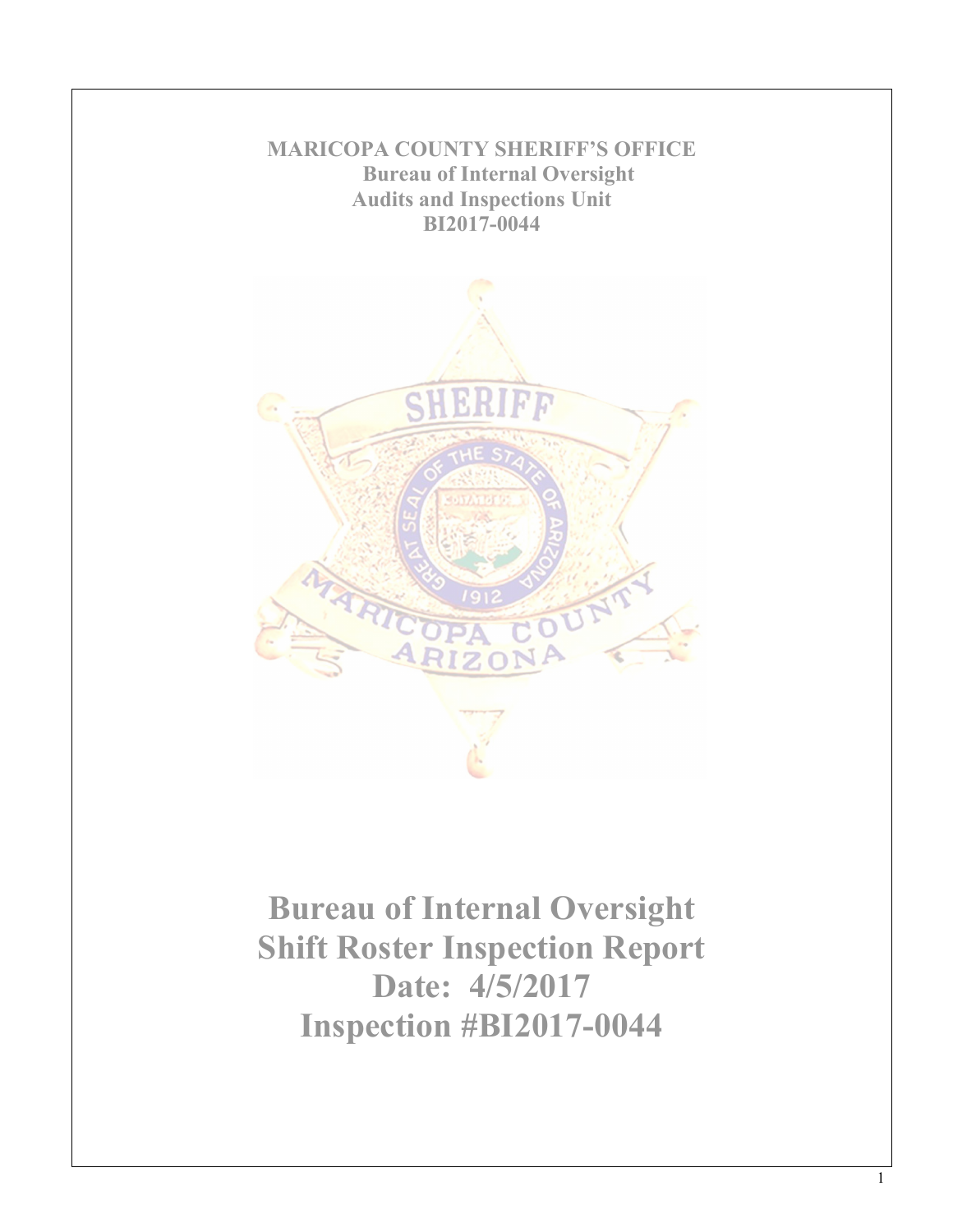**MARICOPA COUNTY SHERIFF'S OFFICE**
**Bureau of Internal Oversight**
**Audits and Inspections Unit**
**BI2017-0044**

# Bureau of Internal Oversight Shift Roster Inspection Report Date: 4/5/2017 Inspection #BI2017-0044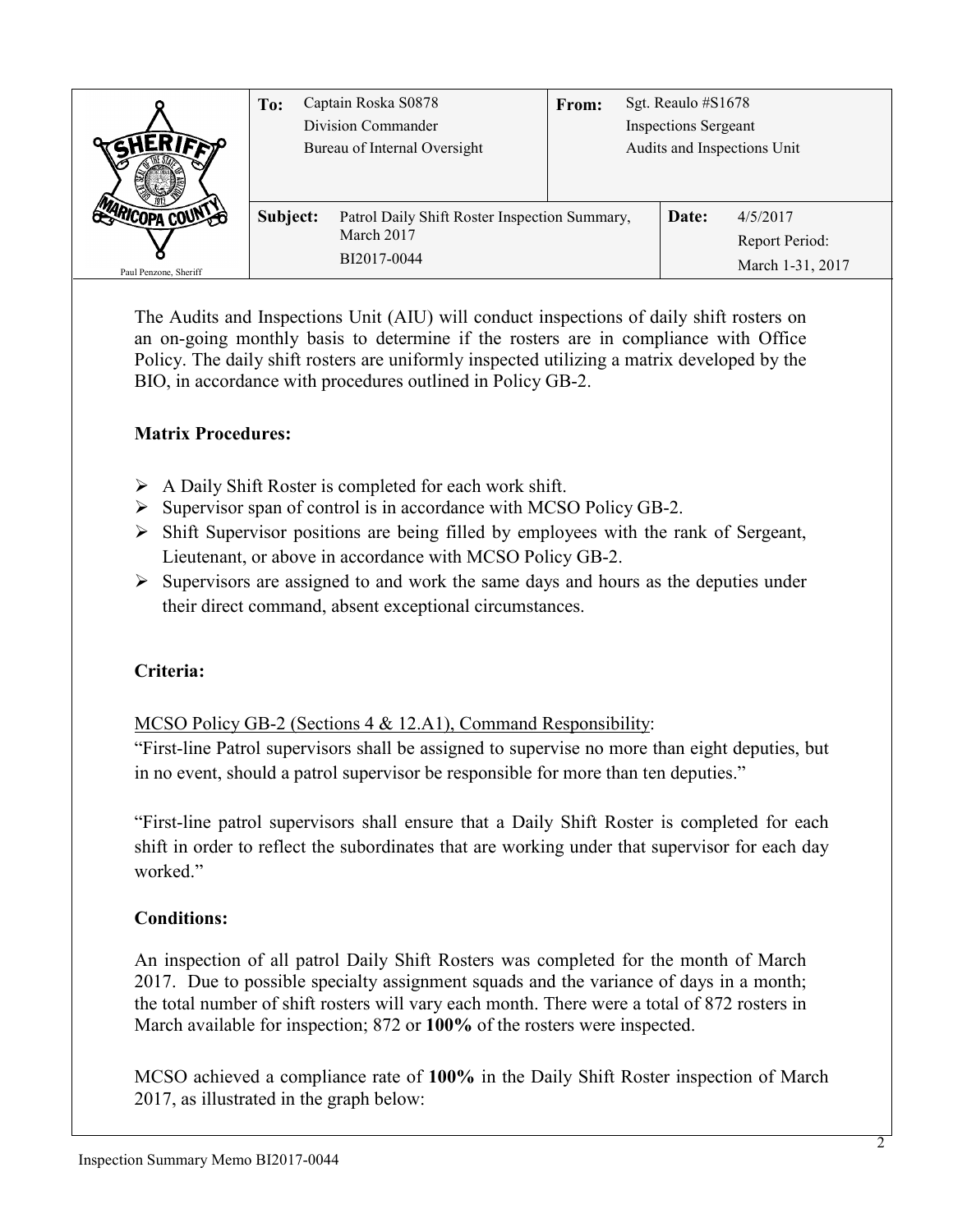| | **To:** | Captain Roska S0878<br>Division Commander<br>Bureau of Internal Oversight | **From:** | Sgt. Reaulo #S1678<br>Inspections Sergeant<br>Audits and Inspections Unit |
|---|---|---|---|---|
| Paul Penzone, Sheriff | **Subject:** | Patrol Daily Shift Roster Inspection Summary, March 2017<br>BI2017-0044 | **Date:** | 4/5/2017<br>Report Period:<br>March 1-31, 2017 |

The Audits and Inspections Unit (AIU) will conduct inspections of daily shift rosters on an on-going monthly basis to determine if the rosters are in compliance with Office Policy. The daily shift rosters are uniformly inspected utilizing a matrix developed by the BIO, in accordance with procedures outlined in Policy GB-2.

**Matrix Procedures:**

- A Daily Shift Roster is completed for each work shift.
- Supervisor span of control is in accordance with MCSO Policy GB-2.
- Shift Supervisor positions are being filled by employees with the rank of Sergeant, Lieutenant, or above in accordance with MCSO Policy GB-2.
- Supervisors are assigned to and work the same days and hours as the deputies under their direct command, absent exceptional circumstances.

**Criteria:**

MCSO Policy GB-2 (Sections 4 & 12.A1), Command Responsibility:
"First-line Patrol supervisors shall be assigned to supervise no more than eight deputies, but in no event, should a patrol supervisor be responsible for more than ten deputies."

"First-line patrol supervisors shall ensure that a Daily Shift Roster is completed for each shift in order to reflect the subordinates that are working under that supervisor for each day worked."

**Conditions:**

An inspection of all patrol Daily Shift Rosters was completed for the month of March 2017. Due to possible specialty assignment squads and the variance of days in a month; the total number of shift rosters will vary each month. There were a total of 872 rosters in March available for inspection; 872 or **100%** of the rosters were inspected.

MCSO achieved a compliance rate of **100%** in the Daily Shift Roster inspection of March 2017, as illustrated in the graph below: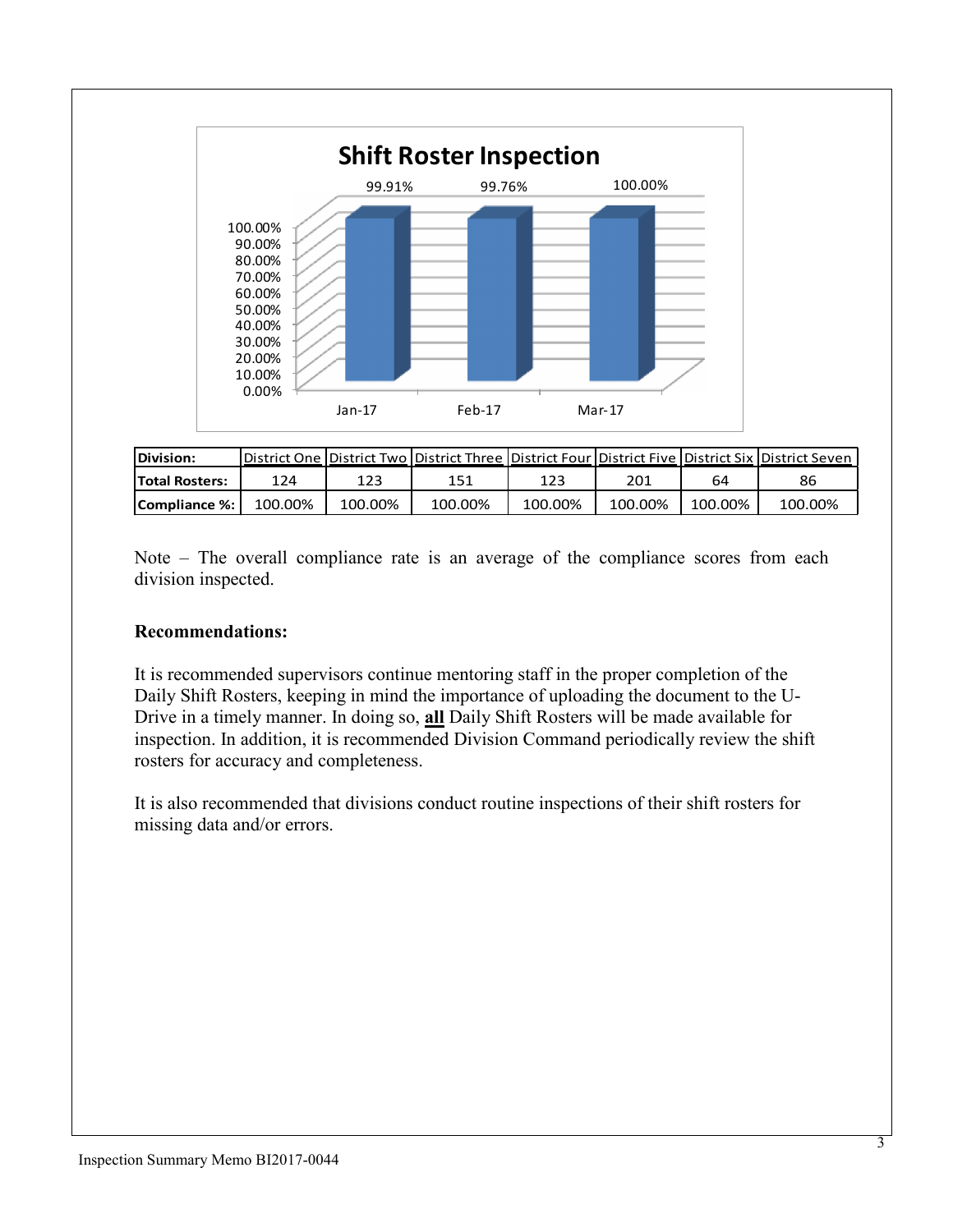**Shift Roster Inspection**

| | Jan-17 | Feb-17 | Mar-17 |
|---|---|---|---|
| Compliance | 99.91% | 99.76% | 100.00% |

| Division: | District One | District Two | District Three | District Four | District Five | District Six | District Seven |
|---|---|---|---|---|---|---|---|
| Total Rosters: | 124 | 123 | 151 | 123 | 201 | 64 | 86 |
| Compliance %: | 100.00% | 100.00% | 100.00% | 100.00% | 100.00% | 100.00% | 100.00% |

Note – The overall compliance rate is an average of the compliance scores from each division inspected.

**Recommendations:**

It is recommended supervisors continue mentoring staff in the proper completion of the Daily Shift Rosters, keeping in mind the importance of uploading the document to the U-Drive in a timely manner. In doing so, **all** Daily Shift Rosters will be made available for inspection. In addition, it is recommended Division Command periodically review the shift rosters for accuracy and completeness.

It is also recommended that divisions conduct routine inspections of their shift rosters for missing data and/or errors.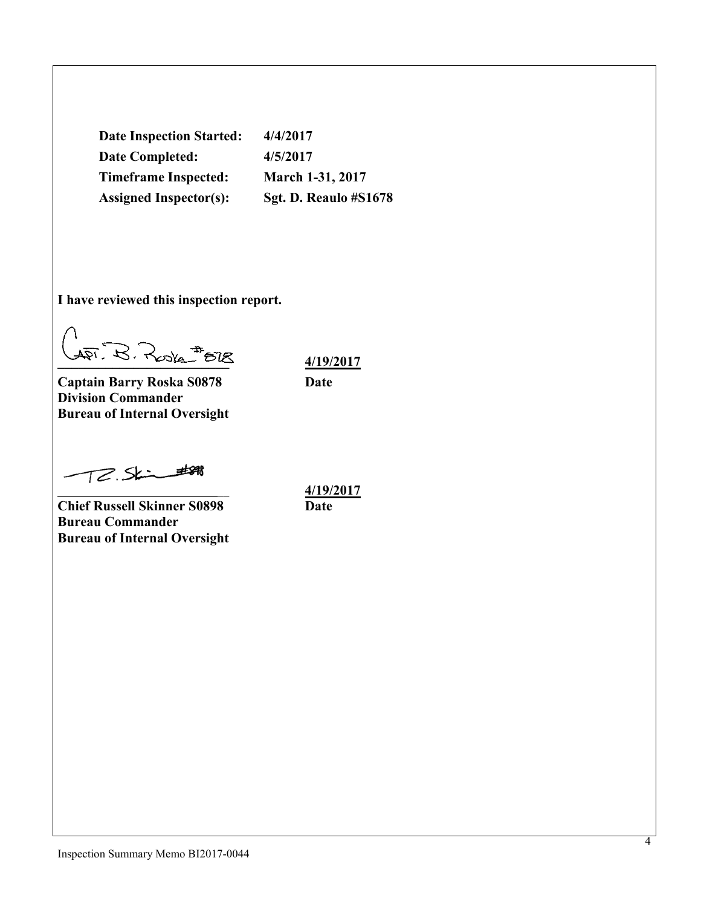**Date Inspection Started:** **4/4/2017**
**Date Completed:** **4/5/2017**
**Timeframe Inspected:** **March 1-31, 2017**
**Assigned Inspector(s):** **Sgt. D. Reaulo #S1678**

**I have reviewed this inspection report.**

Capt. B. Roska #878

**4/19/2017**

**Captain Barry Roska S0878**
**Division Commander**
**Bureau of Internal Oversight**

**Date**

R. Skinner #898

**4/19/2017**

**Chief Russell Skinner S0898**
**Bureau Commander**
**Bureau of Internal Oversight**

**Date**

Inspection Summary Memo BI2017-0044